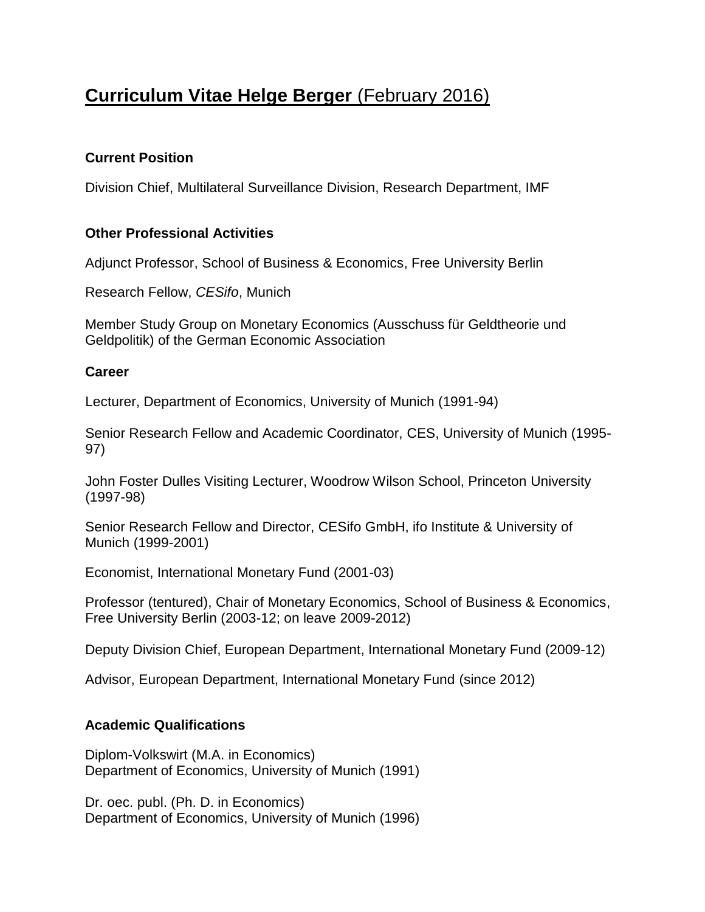# **Curriculum Vitae Helge Berger** (February 2016)

### Current Position

Division Chief, Multilateral Surveillance Division, Research Department, IMF

### Other Professional Activities

Adjunct Professor, School of Business & Economics, Free University Berlin

Research Fellow, *CESifo*, Munich

Member Study Group on Monetary Economics (Ausschuss für Geldtheorie und Geldpolitik) of the German Economic Association

### Career

Lecturer, Department of Economics, University of Munich (1991-94)

Senior Research Fellow and Academic Coordinator, CES, University of Munich (1995-97)

John Foster Dulles Visiting Lecturer, Woodrow Wilson School, Princeton University (1997-98)

Senior Research Fellow and Director, CESifo GmbH, ifo Institute & University of Munich (1999-2001)

Economist, International Monetary Fund (2001-03)

Professor (tentured), Chair of Monetary Economics, School of Business & Economics, Free University Berlin (2003-12; on leave 2009-2012)

Deputy Division Chief, European Department, International Monetary Fund (2009-12)

Advisor, European Department, International Monetary Fund (since 2012)

### Academic Qualifications

Diplom-Volkswirt (M.A. in Economics)
Department of Economics, University of Munich (1991)

Dr. oec. publ. (Ph. D. in Economics)
Department of Economics, University of Munich (1996)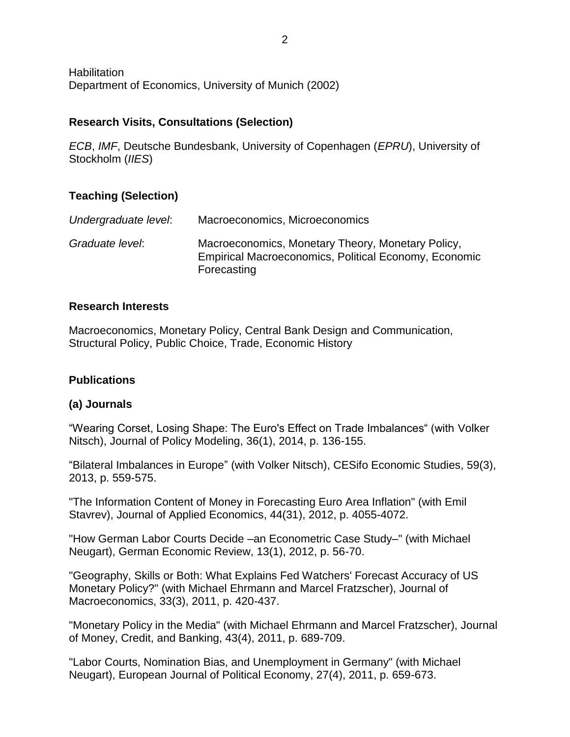Habilitation
Department of Economics, University of Munich (2002)

**Research Visits, Consultations (Selection)**

*ECB*, *IMF*, Deutsche Bundesbank, University of Copenhagen (*EPRU*), University of Stockholm (*IIES*)

**Teaching (Selection)**

| | |
|---|---|
| *Undergraduate level*: | Macroeconomics, Microeconomics |
| *Graduate level*: | Macroeconomics, Monetary Theory, Monetary Policy, Empirical Macroeconomics, Political Economy, Economic Forecasting |

**Research Interests**

Macroeconomics, Monetary Policy, Central Bank Design and Communication, Structural Policy, Public Choice, Trade, Economic History

**Publications**

**(a) Journals**

“Wearing Corset, Losing Shape: The Euro's Effect on Trade Imbalances“ (with Volker Nitsch), Journal of Policy Modeling, 36(1), 2014, p. 136-155.

“Bilateral Imbalances in Europe” (with Volker Nitsch), CESifo Economic Studies, 59(3), 2013, p. 559-575.

"The Information Content of Money in Forecasting Euro Area Inflation" (with Emil Stavrev), Journal of Applied Economics, 44(31), 2012, p. 4055-4072.

"How German Labor Courts Decide –an Econometric Case Study–" (with Michael Neugart), German Economic Review, 13(1), 2012, p. 56-70.

"Geography, Skills or Both: What Explains Fed Watchers' Forecast Accuracy of US Monetary Policy?" (with Michael Ehrmann and Marcel Fratzscher), Journal of Macroeconomics, 33(3), 2011, p. 420-437.

"Monetary Policy in the Media" (with Michael Ehrmann and Marcel Fratzscher), Journal of Money, Credit, and Banking, 43(4), 2011, p. 689-709.

"Labor Courts, Nomination Bias, and Unemployment in Germany" (with Michael Neugart), European Journal of Political Economy, 27(4), 2011, p. 659-673.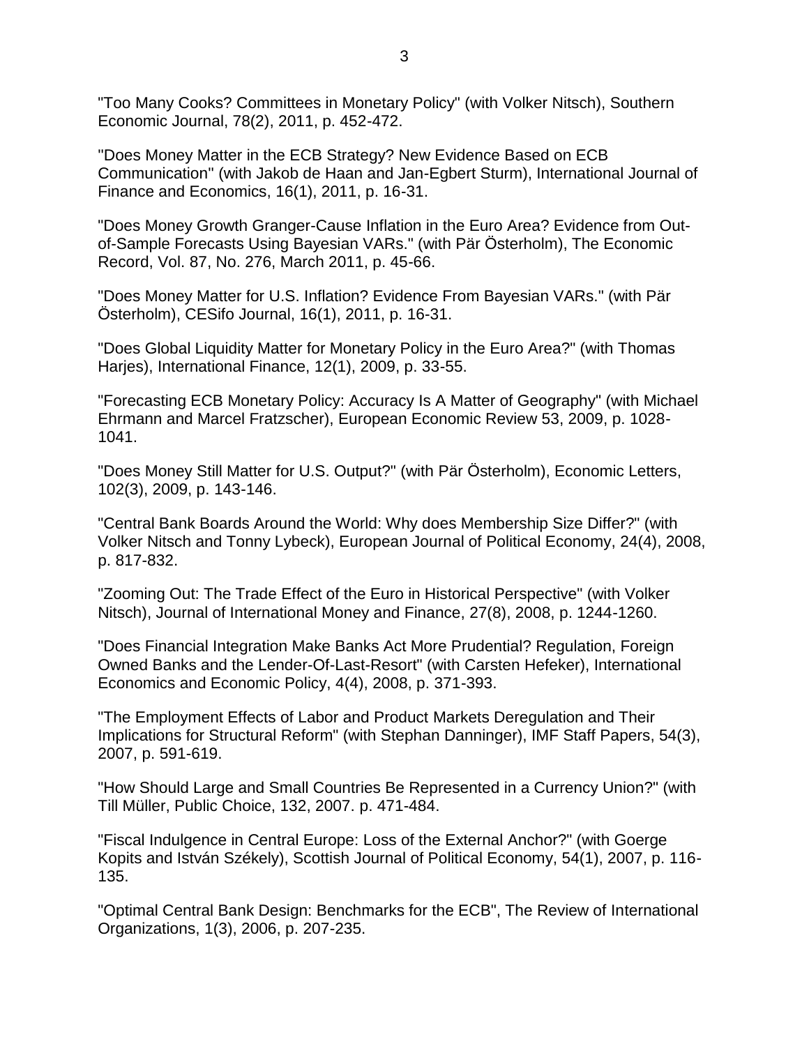"Too Many Cooks? Committees in Monetary Policy" (with Volker Nitsch), Southern Economic Journal, 78(2), 2011, p. 452-472.

"Does Money Matter in the ECB Strategy? New Evidence Based on ECB Communication" (with Jakob de Haan and Jan-Egbert Sturm), International Journal of Finance and Economics, 16(1), 2011, p. 16-31.

"Does Money Growth Granger-Cause Inflation in the Euro Area? Evidence from Out-of-Sample Forecasts Using Bayesian VARs." (with Pär Österholm), The Economic Record, Vol. 87, No. 276, March 2011, p. 45-66.

"Does Money Matter for U.S. Inflation? Evidence From Bayesian VARs." (with Pär Österholm), CESifo Journal, 16(1), 2011, p. 16-31.

"Does Global Liquidity Matter for Monetary Policy in the Euro Area?" (with Thomas Harjes), International Finance, 12(1), 2009, p. 33-55.

"Forecasting ECB Monetary Policy: Accuracy Is A Matter of Geography" (with Michael Ehrmann and Marcel Fratzscher), European Economic Review 53, 2009, p. 1028-1041.

"Does Money Still Matter for U.S. Output?" (with Pär Österholm), Economic Letters, 102(3), 2009, p. 143-146.

"Central Bank Boards Around the World: Why does Membership Size Differ?" (with Volker Nitsch and Tonny Lybeck), European Journal of Political Economy, 24(4), 2008, p. 817-832.

"Zooming Out: The Trade Effect of the Euro in Historical Perspective" (with Volker Nitsch), Journal of International Money and Finance, 27(8), 2008, p. 1244-1260.

"Does Financial Integration Make Banks Act More Prudential? Regulation, Foreign Owned Banks and the Lender-Of-Last-Resort" (with Carsten Hefeker), International Economics and Economic Policy, 4(4), 2008, p. 371-393.

"The Employment Effects of Labor and Product Markets Deregulation and Their Implications for Structural Reform" (with Stephan Danninger), IMF Staff Papers, 54(3), 2007, p. 591-619.

"How Should Large and Small Countries Be Represented in a Currency Union?" (with Till Müller, Public Choice, 132, 2007. p. 471-484.

"Fiscal Indulgence in Central Europe: Loss of the External Anchor?" (with Goerge Kopits and István Székely), Scottish Journal of Political Economy, 54(1), 2007, p. 116-135.

"Optimal Central Bank Design: Benchmarks for the ECB", The Review of International Organizations, 1(3), 2006, p. 207-235.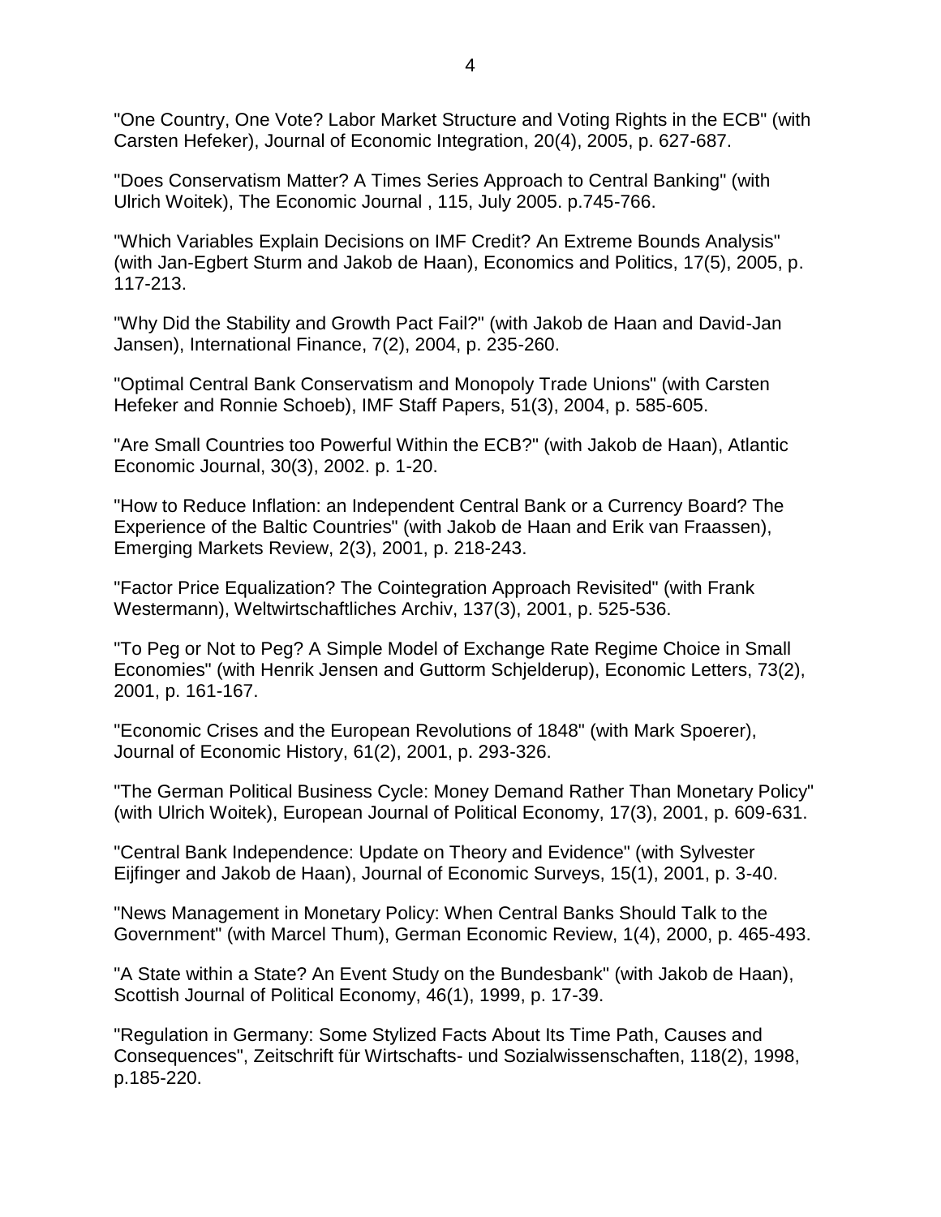"One Country, One Vote? Labor Market Structure and Voting Rights in the ECB" (with Carsten Hefeker), Journal of Economic Integration, 20(4), 2005, p. 627-687.

"Does Conservatism Matter? A Times Series Approach to Central Banking" (with Ulrich Woitek), The Economic Journal , 115, July 2005. p.745-766.

"Which Variables Explain Decisions on IMF Credit? An Extreme Bounds Analysis" (with Jan-Egbert Sturm and Jakob de Haan), Economics and Politics, 17(5), 2005, p. 117-213.

"Why Did the Stability and Growth Pact Fail?" (with Jakob de Haan and David-Jan Jansen), International Finance, 7(2), 2004, p. 235-260.

"Optimal Central Bank Conservatism and Monopoly Trade Unions" (with Carsten Hefeker and Ronnie Schoeb), IMF Staff Papers, 51(3), 2004, p. 585-605.

"Are Small Countries too Powerful Within the ECB?" (with Jakob de Haan), Atlantic Economic Journal, 30(3), 2002. p. 1-20.

"How to Reduce Inflation: an Independent Central Bank or a Currency Board? The Experience of the Baltic Countries" (with Jakob de Haan and Erik van Fraassen), Emerging Markets Review, 2(3), 2001, p. 218-243.

"Factor Price Equalization? The Cointegration Approach Revisited" (with Frank Westermann), Weltwirtschaftliches Archiv, 137(3), 2001, p. 525-536.

"To Peg or Not to Peg? A Simple Model of Exchange Rate Regime Choice in Small Economies" (with Henrik Jensen and Guttorm Schjelderup), Economic Letters, 73(2), 2001, p. 161-167.

"Economic Crises and the European Revolutions of 1848" (with Mark Spoerer), Journal of Economic History, 61(2), 2001, p. 293-326.

"The German Political Business Cycle: Money Demand Rather Than Monetary Policy" (with Ulrich Woitek), European Journal of Political Economy, 17(3), 2001, p. 609-631.

"Central Bank Independence: Update on Theory and Evidence" (with Sylvester Eijfinger and Jakob de Haan), Journal of Economic Surveys, 15(1), 2001, p. 3-40.

"News Management in Monetary Policy: When Central Banks Should Talk to the Government" (with Marcel Thum), German Economic Review, 1(4), 2000, p. 465-493.

"A State within a State? An Event Study on the Bundesbank" (with Jakob de Haan), Scottish Journal of Political Economy, 46(1), 1999, p. 17-39.

"Regulation in Germany: Some Stylized Facts About Its Time Path, Causes and Consequences", Zeitschrift für Wirtschafts- und Sozialwissenschaften, 118(2), 1998, p.185-220.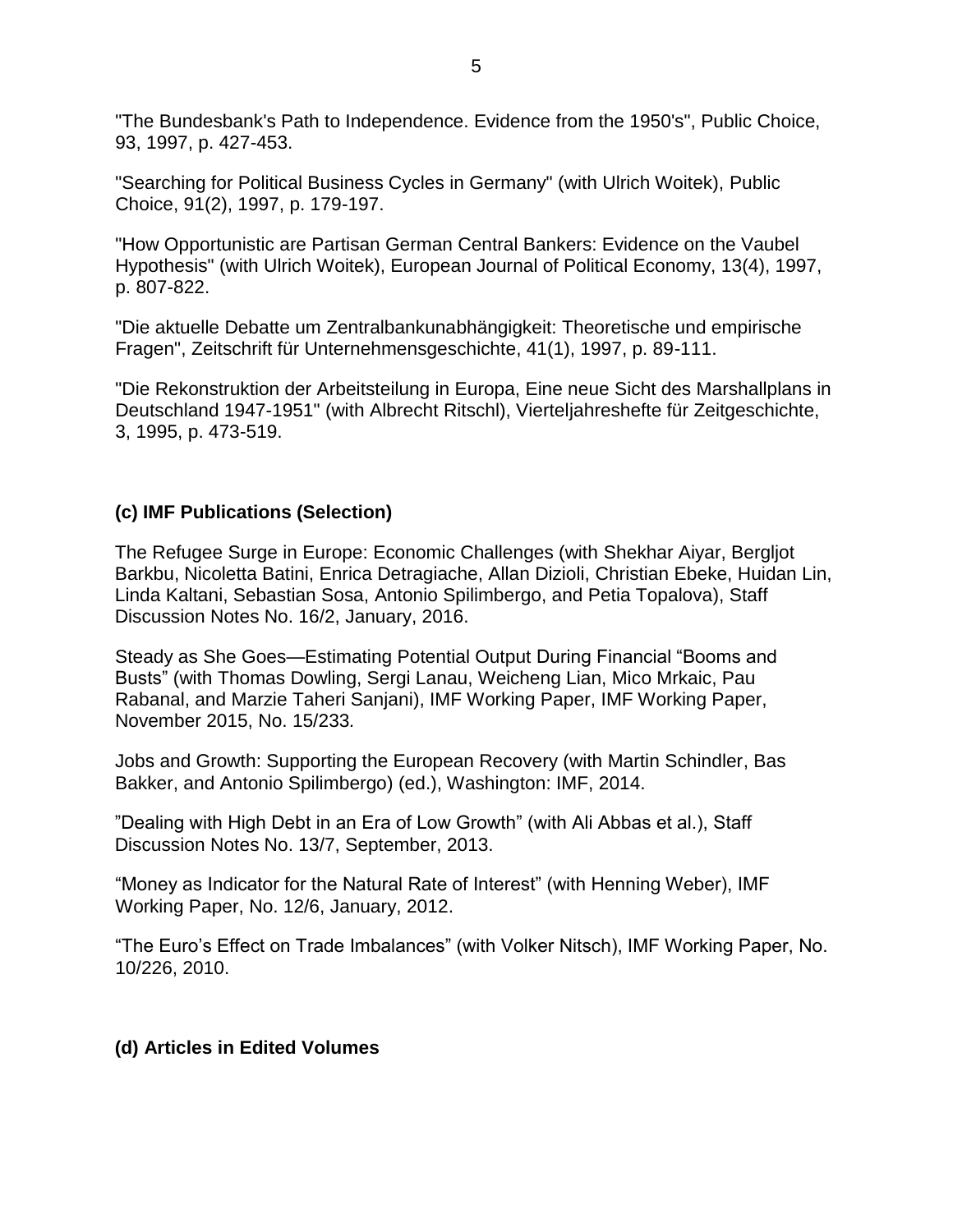"The Bundesbank's Path to Independence. Evidence from the 1950's", Public Choice, 93, 1997, p. 427-453.

"Searching for Political Business Cycles in Germany" (with Ulrich Woitek), Public Choice, 91(2), 1997, p. 179-197.

"How Opportunistic are Partisan German Central Bankers: Evidence on the Vaubel Hypothesis" (with Ulrich Woitek), European Journal of Political Economy, 13(4), 1997, p. 807-822.

"Die aktuelle Debatte um Zentralbankunabhängigkeit: Theoretische und empirische Fragen", Zeitschrift für Unternehmensgeschichte, 41(1), 1997, p. 89-111.

"Die Rekonstruktion der Arbeitsteilung in Europa, Eine neue Sicht des Marshallplans in Deutschland 1947-1951" (with Albrecht Ritschl), Vierteljahreshefte für Zeitgeschichte, 3, 1995, p. 473-519.

### (c) IMF Publications (Selection)

The Refugee Surge in Europe: Economic Challenges (with Shekhar Aiyar, Bergljot Barkbu, Nicoletta Batini, Enrica Detragiache, Allan Dizioli, Christian Ebeke, Huidan Lin, Linda Kaltani, Sebastian Sosa, Antonio Spilimbergo, and Petia Topalova), Staff Discussion Notes No. 16/2, January, 2016.

Steady as She Goes—Estimating Potential Output During Financial "Booms and Busts" (with Thomas Dowling, Sergi Lanau, Weicheng Lian, Mico Mrkaic, Pau Rabanal, and Marzie Taheri Sanjani), IMF Working Paper, IMF Working Paper, November 2015, No. 15/233.

Jobs and Growth: Supporting the European Recovery (with Martin Schindler, Bas Bakker, and Antonio Spilimbergo) (ed.), Washington: IMF, 2014.

"Dealing with High Debt in an Era of Low Growth" (with Ali Abbas et al.), Staff Discussion Notes No. 13/7, September, 2013.

"Money as Indicator for the Natural Rate of Interest" (with Henning Weber), IMF Working Paper, No. 12/6, January, 2012.

"The Euro's Effect on Trade Imbalances" (with Volker Nitsch), IMF Working Paper, No. 10/226, 2010.

### (d) Articles in Edited Volumes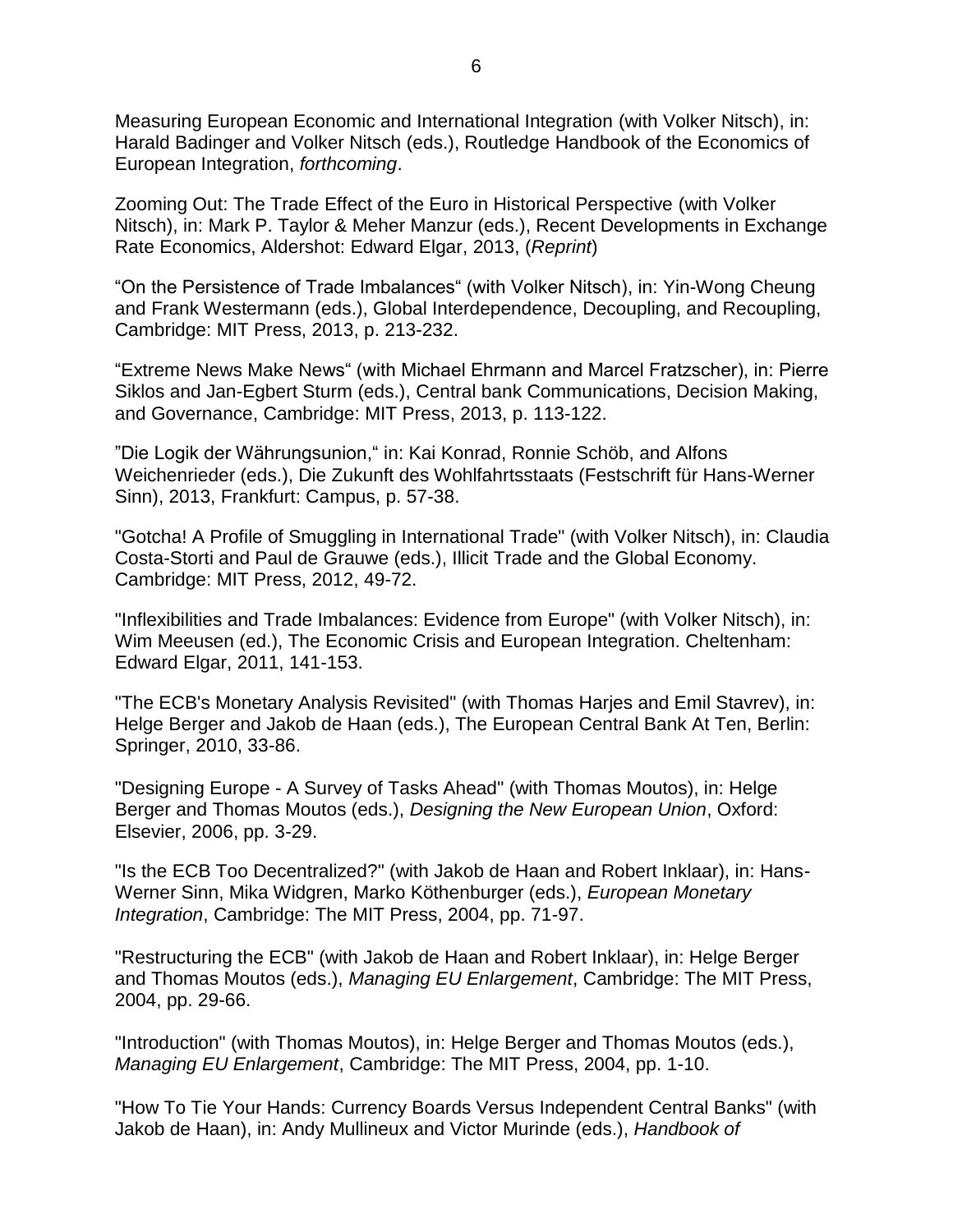Measuring European Economic and International Integration (with Volker Nitsch), in: Harald Badinger and Volker Nitsch (eds.), Routledge Handbook of the Economics of European Integration, *forthcoming*.

Zooming Out: The Trade Effect of the Euro in Historical Perspective (with Volker Nitsch), in: Mark P. Taylor & Meher Manzur (eds.), Recent Developments in Exchange Rate Economics, Aldershot: Edward Elgar, 2013, (*Reprint*)

"On the Persistence of Trade Imbalances" (with Volker Nitsch), in: Yin-Wong Cheung and Frank Westermann (eds.), Global Interdependence, Decoupling, and Recoupling, Cambridge: MIT Press, 2013, p. 213-232.

"Extreme News Make News" (with Michael Ehrmann and Marcel Fratzscher), in: Pierre Siklos and Jan-Egbert Sturm (eds.), Central bank Communications, Decision Making, and Governance, Cambridge: MIT Press, 2013, p. 113-122.

"Die Logik der Währungsunion," in: Kai Konrad, Ronnie Schöb, and Alfons Weichenrieder (eds.), Die Zukunft des Wohlfahrtsstaats (Festschrift für Hans-Werner Sinn), 2013, Frankfurt: Campus, p. 57-38.

"Gotcha! A Profile of Smuggling in International Trade" (with Volker Nitsch), in: Claudia Costa-Storti and Paul de Grauwe (eds.), Illicit Trade and the Global Economy. Cambridge: MIT Press, 2012, 49-72.

"Inflexibilities and Trade Imbalances: Evidence from Europe" (with Volker Nitsch), in: Wim Meeusen (ed.), The Economic Crisis and European Integration. Cheltenham: Edward Elgar, 2011, 141-153.

"The ECB's Monetary Analysis Revisited" (with Thomas Harjes and Emil Stavrev), in: Helge Berger and Jakob de Haan (eds.), The European Central Bank At Ten, Berlin: Springer, 2010, 33-86.

"Designing Europe - A Survey of Tasks Ahead" (with Thomas Moutos), in: Helge Berger and Thomas Moutos (eds.), *Designing the New European Union*, Oxford: Elsevier, 2006, pp. 3-29.

"Is the ECB Too Decentralized?" (with Jakob de Haan and Robert Inklaar), in: Hans-Werner Sinn, Mika Widgren, Marko Köthenburger (eds.), *European Monetary Integration*, Cambridge: The MIT Press, 2004, pp. 71-97.

"Restructuring the ECB" (with Jakob de Haan and Robert Inklaar), in: Helge Berger and Thomas Moutos (eds.), *Managing EU Enlargement*, Cambridge: The MIT Press, 2004, pp. 29-66.

"Introduction" (with Thomas Moutos), in: Helge Berger and Thomas Moutos (eds.), *Managing EU Enlargement*, Cambridge: The MIT Press, 2004, pp. 1-10.

"How To Tie Your Hands: Currency Boards Versus Independent Central Banks" (with Jakob de Haan), in: Andy Mullineux and Victor Murinde (eds.), *Handbook of*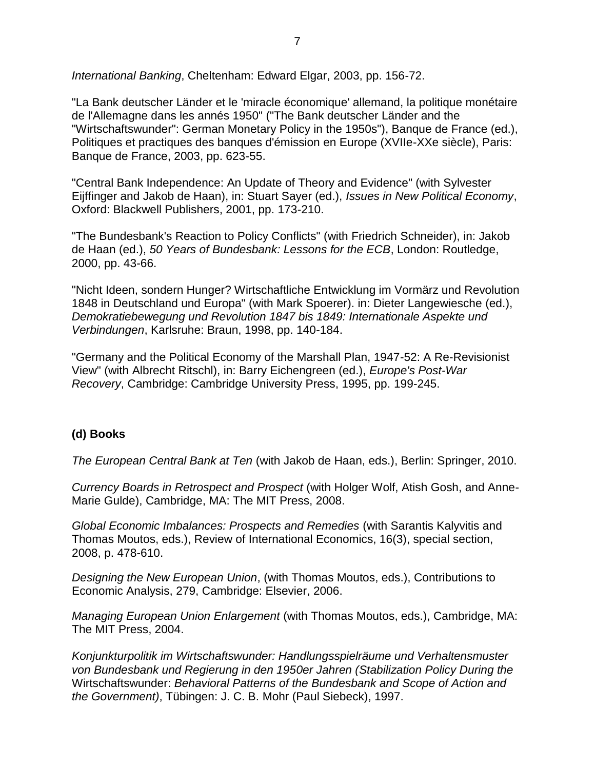*International Banking*, Cheltenham: Edward Elgar, 2003, pp. 156-72.

"La Bank deutscher Länder et le 'miracle économique' allemand, la politique monétaire de l'Allemagne dans les annés 1950" ("The Bank deutscher Länder and the "Wirtschaftswunder": German Monetary Policy in the 1950s"), Banque de France (ed.), Politiques et practiques des banques d'émission en Europe (XVIIe-XXe siècle), Paris: Banque de France, 2003, pp. 623-55.

"Central Bank Independence: An Update of Theory and Evidence" (with Sylvester Eijffinger and Jakob de Haan), in: Stuart Sayer (ed.), *Issues in New Political Economy*, Oxford: Blackwell Publishers, 2001, pp. 173-210.

"The Bundesbank's Reaction to Policy Conflicts" (with Friedrich Schneider), in: Jakob de Haan (ed.), *50 Years of Bundesbank: Lessons for the ECB*, London: Routledge, 2000, pp. 43-66.

"Nicht Ideen, sondern Hunger? Wirtschaftliche Entwicklung im Vormärz und Revolution 1848 in Deutschland und Europa" (with Mark Spoerer). in: Dieter Langewiesche (ed.), *Demokratiebewegung und Revolution 1847 bis 1849: Internationale Aspekte und Verbindungen*, Karlsruhe: Braun, 1998, pp. 140-184.

"Germany and the Political Economy of the Marshall Plan, 1947-52: A Re-Revisionist View" (with Albrecht Ritschl), in: Barry Eichengreen (ed.), *Europe's Post-War Recovery*, Cambridge: Cambridge University Press, 1995, pp. 199-245.

**(d) Books**

*The European Central Bank at Ten* (with Jakob de Haan, eds.), Berlin: Springer, 2010.

*Currency Boards in Retrospect and Prospect* (with Holger Wolf, Atish Gosh, and Anne-Marie Gulde), Cambridge, MA: The MIT Press, 2008.

*Global Economic Imbalances: Prospects and Remedies* (with Sarantis Kalyvitis and Thomas Moutos, eds.), Review of International Economics, 16(3), special section, 2008, p. 478-610.

*Designing the New European Union*, (with Thomas Moutos, eds.), Contributions to Economic Analysis, 279, Cambridge: Elsevier, 2006.

*Managing European Union Enlargement* (with Thomas Moutos, eds.), Cambridge, MA: The MIT Press, 2004.

*Konjunkturpolitik im Wirtschaftswunder: Handlungsspielräume und Verhaltensmuster von Bundesbank und Regierung in den 1950er Jahren (Stabilization Policy During the* Wirtschaftswunder: *Behavioral Patterns of the Bundesbank and Scope of Action and the Government)*, Tübingen: J. C. B. Mohr (Paul Siebeck), 1997.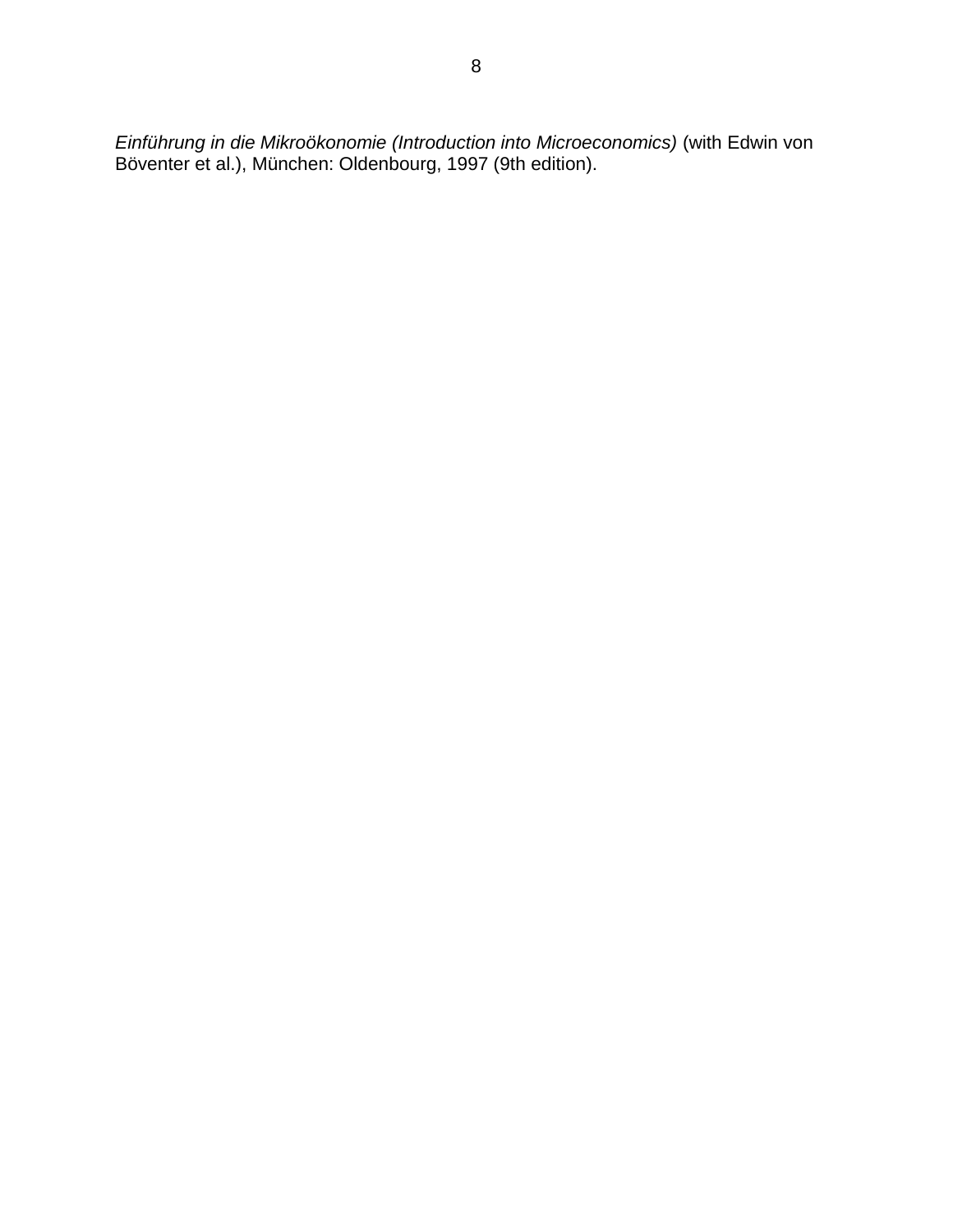*Einführung in die Mikroökonomie (Introduction into Microeconomics)* (with Edwin von Böventer et al.), München: Oldenbourg, 1997 (9th edition).